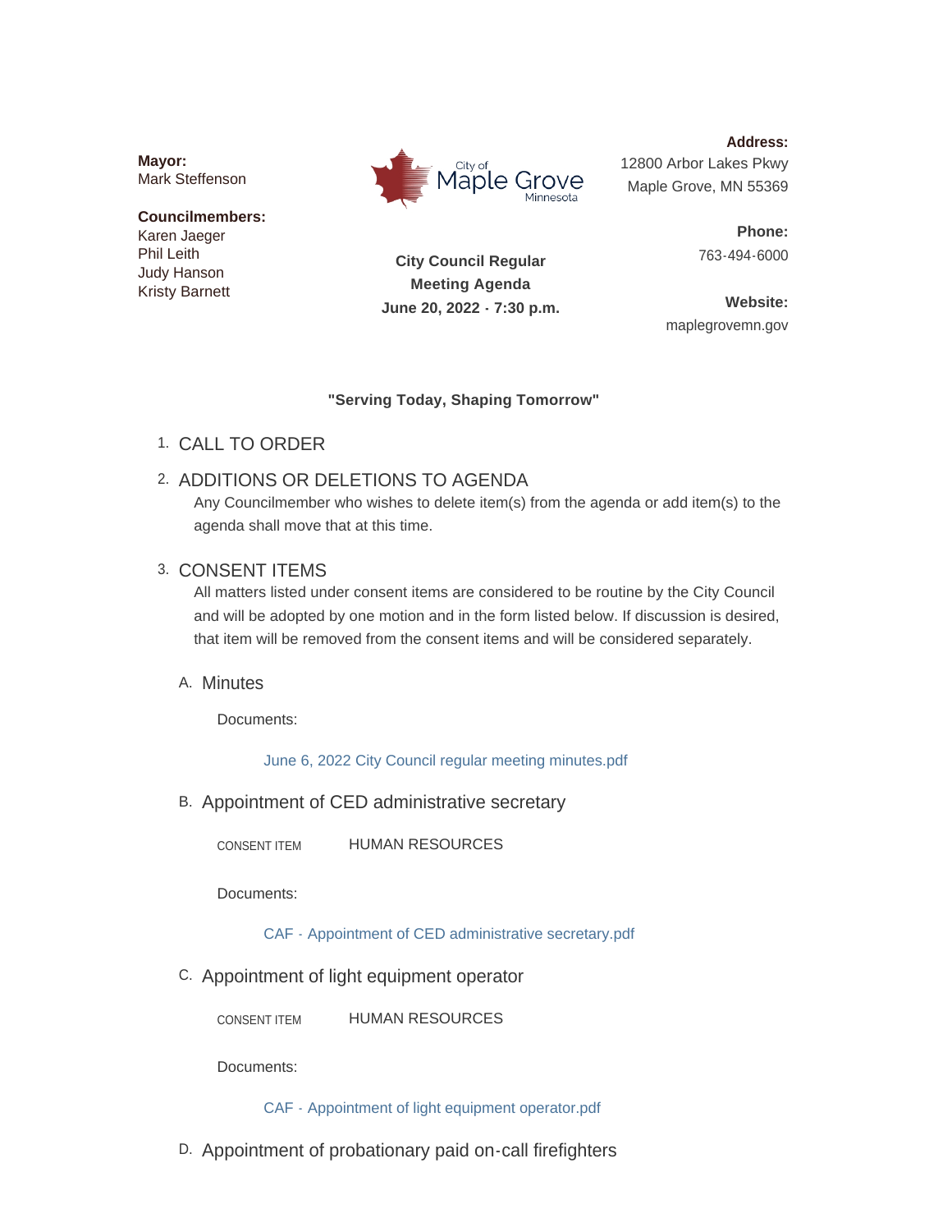**Mayor:**
Mark Steffenson

**Councilmembers:**
Karen Jaeger
Phil Leith
Judy Hanson
Kristy Barnett

City of Maple Grove Minnesota

**City Council Regular Meeting Agenda**
**June 20, 2022 - 7:30 p.m.**

**Address:**
12800 Arbor Lakes Pkwy
Maple Grove, MN 55369

**Phone:**
763-494-6000

**Website:**
maplegrovemn.gov

**"Serving Today, Shaping Tomorrow"**

1. CALL TO ORDER

2. ADDITIONS OR DELETIONS TO AGENDA

   Any Councilmember who wishes to delete item(s) from the agenda or add item(s) to the agenda shall move that at this time.

3. CONSENT ITEMS

   All matters listed under consent items are considered to be routine by the City Council and will be adopted by one motion and in the form listed below. If discussion is desired, that item will be removed from the consent items and will be considered separately.

   A. Minutes

      Documents:

      June 6, 2022 City Council regular meeting minutes.pdf

   B. Appointment of CED administrative secretary

      CONSENT ITEM HUMAN RESOURCES

      Documents:

      CAF - Appointment of CED administrative secretary.pdf

   C. Appointment of light equipment operator

      CONSENT ITEM HUMAN RESOURCES

      Documents:

      CAF - Appointment of light equipment operator.pdf

   D. Appointment of probationary paid on-call firefighters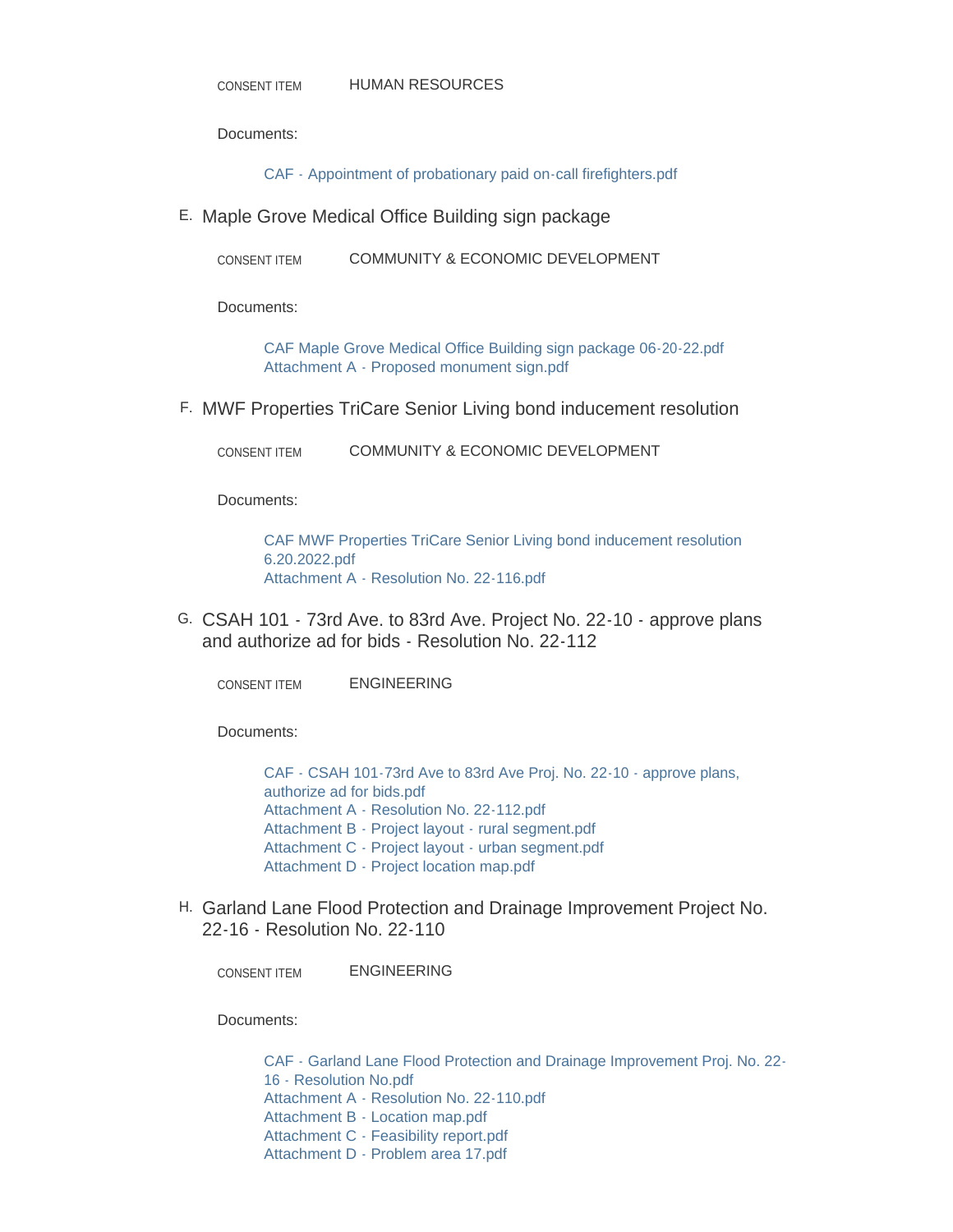CONSENT ITEM HUMAN RESOURCES

Documents:

- CAF - Appointment of probationary paid on-call firefighters.pdf

### E. Maple Grove Medical Office Building sign package

CONSENT ITEM COMMUNITY & ECONOMIC DEVELOPMENT

Documents:

- CAF Maple Grove Medical Office Building sign package 06-20-22.pdf
- Attachment A - Proposed monument sign.pdf

### F. MWF Properties TriCare Senior Living bond inducement resolution

CONSENT ITEM COMMUNITY & ECONOMIC DEVELOPMENT

Documents:

- CAF MWF Properties TriCare Senior Living bond inducement resolution 6.20.2022.pdf
- Attachment A - Resolution No. 22-116.pdf

### G. CSAH 101 - 73rd Ave. to 83rd Ave. Project No. 22-10 - approve plans and authorize ad for bids - Resolution No. 22-112

CONSENT ITEM ENGINEERING

Documents:

- CAF - CSAH 101-73rd Ave to 83rd Ave Proj. No. 22-10 - approve plans, authorize ad for bids.pdf
- Attachment A - Resolution No. 22-112.pdf
- Attachment B - Project layout - rural segment.pdf
- Attachment C - Project layout - urban segment.pdf
- Attachment D - Project location map.pdf

### H. Garland Lane Flood Protection and Drainage Improvement Project No. 22-16 - Resolution No. 22-110

CONSENT ITEM ENGINEERING

Documents:

- CAF - Garland Lane Flood Protection and Drainage Improvement Proj. No. 22-16 - Resolution No.pdf
- Attachment A - Resolution No. 22-110.pdf
- Attachment B - Location map.pdf
- Attachment C - Feasibility report.pdf
- Attachment D - Problem area 17.pdf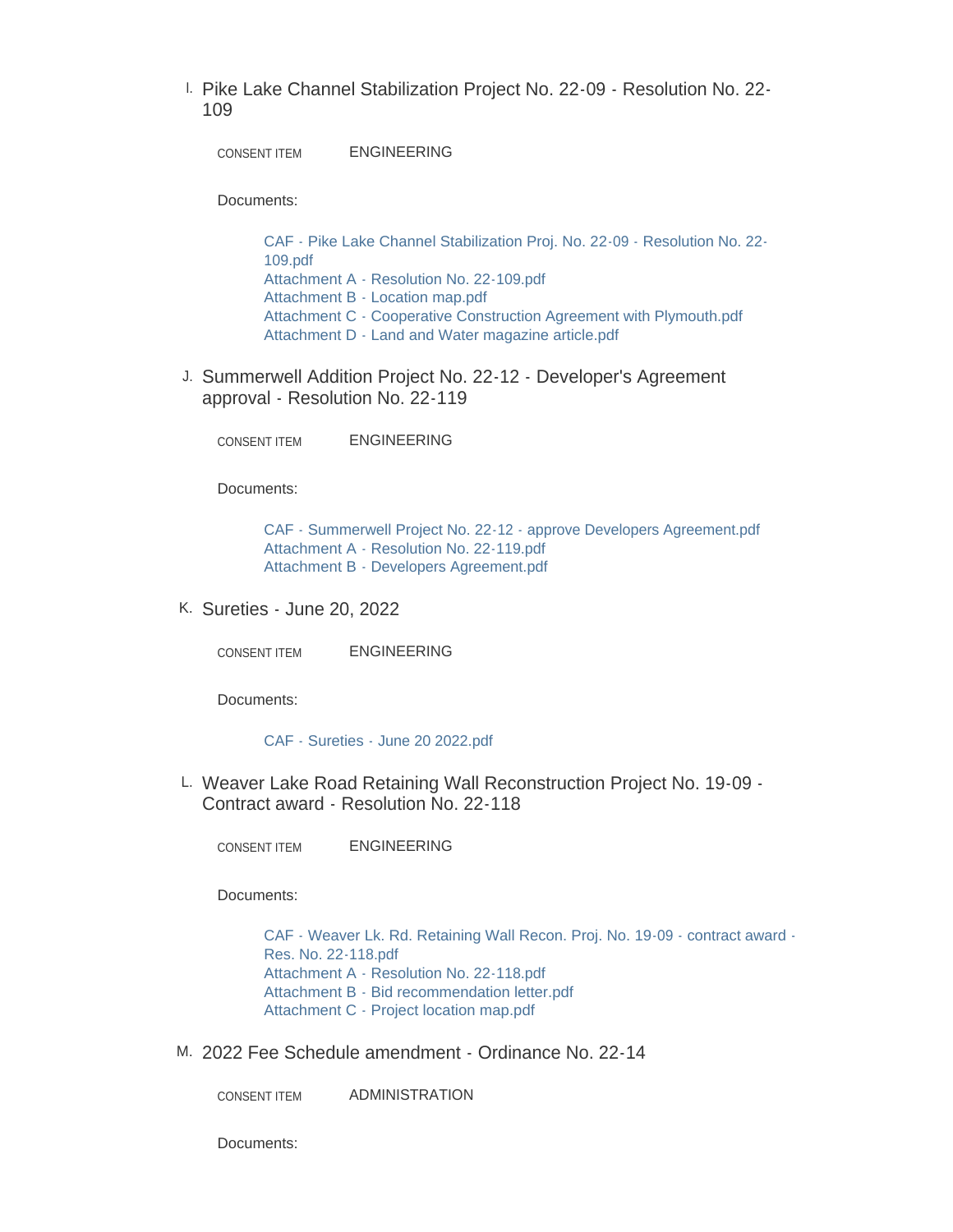I. Pike Lake Channel Stabilization Project No. 22-09 - Resolution No. 22-109

CONSENT ITEM ENGINEERING

Documents:

- CAF - Pike Lake Channel Stabilization Proj. No. 22-09 - Resolution No. 22-109.pdf
- Attachment A - Resolution No. 22-109.pdf
- Attachment B - Location map.pdf
- Attachment C - Cooperative Construction Agreement with Plymouth.pdf
- Attachment D - Land and Water magazine article.pdf

J. Summerwell Addition Project No. 22-12 - Developer's Agreement approval - Resolution No. 22-119

CONSENT ITEM ENGINEERING

Documents:

- CAF - Summerwell Project No. 22-12 - approve Developers Agreement.pdf
- Attachment A - Resolution No. 22-119.pdf
- Attachment B - Developers Agreement.pdf

K. Sureties - June 20, 2022

CONSENT ITEM ENGINEERING

Documents:

- CAF - Sureties - June 20 2022.pdf

L. Weaver Lake Road Retaining Wall Reconstruction Project No. 19-09 - Contract award - Resolution No. 22-118

CONSENT ITEM ENGINEERING

Documents:

- CAF - Weaver Lk. Rd. Retaining Wall Recon. Proj. No. 19-09 - contract award - Res. No. 22-118.pdf
- Attachment A - Resolution No. 22-118.pdf
- Attachment B - Bid recommendation letter.pdf
- Attachment C - Project location map.pdf

M. 2022 Fee Schedule amendment - Ordinance No. 22-14

CONSENT ITEM ADMINISTRATION

Documents: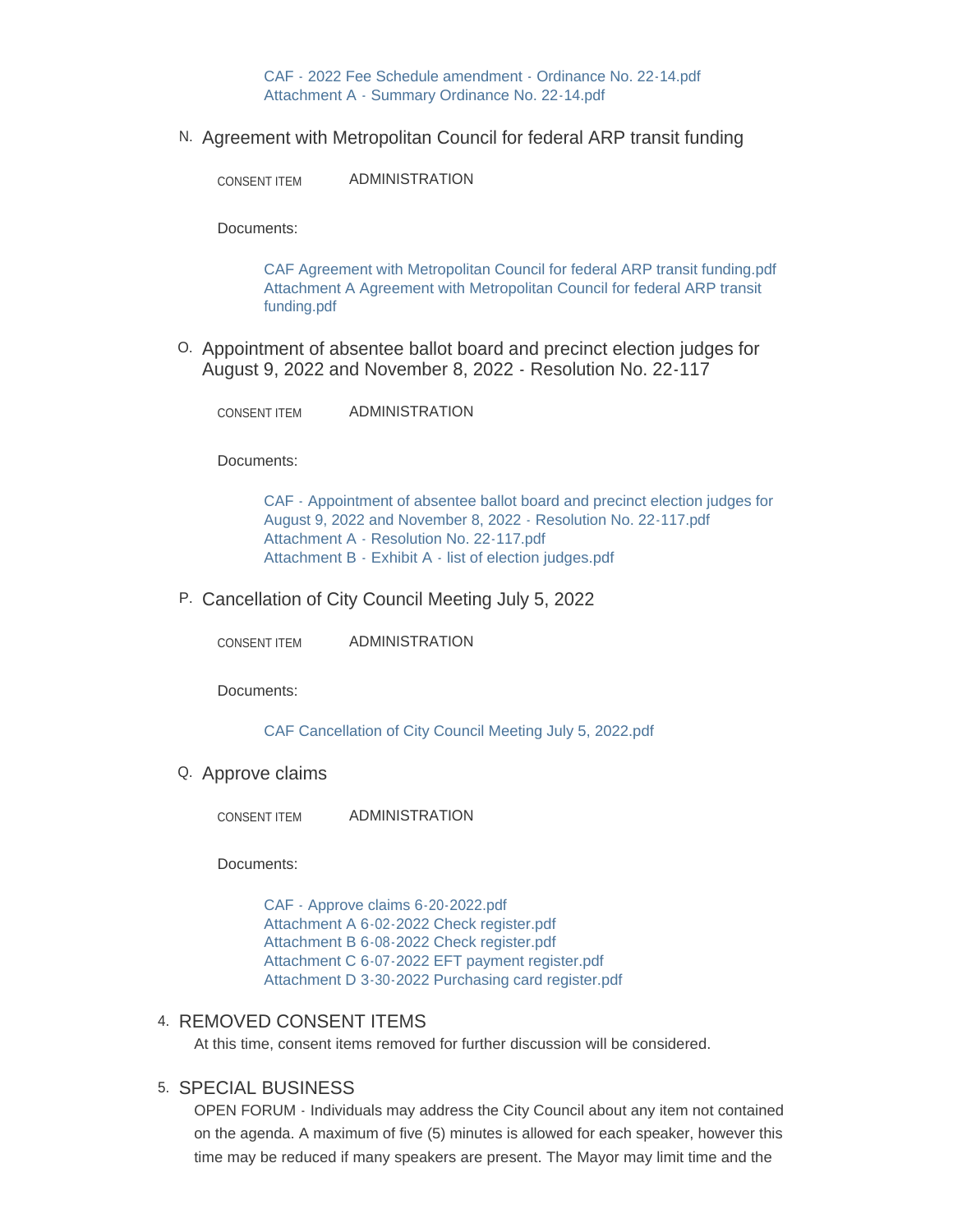CAF - 2022 Fee Schedule amendment - Ordinance No. 22-14.pdf
Attachment A - Summary Ordinance No. 22-14.pdf

N. Agreement with Metropolitan Council for federal ARP transit funding

CONSENT ITEM ADMINISTRATION

Documents:

CAF Agreement with Metropolitan Council for federal ARP transit funding.pdf
Attachment A Agreement with Metropolitan Council for federal ARP transit funding.pdf

O. Appointment of absentee ballot board and precinct election judges for August 9, 2022 and November 8, 2022 - Resolution No. 22-117

CONSENT ITEM ADMINISTRATION

Documents:

CAF - Appointment of absentee ballot board and precinct election judges for August 9, 2022 and November 8, 2022 - Resolution No. 22-117.pdf
Attachment A - Resolution No. 22-117.pdf
Attachment B - Exhibit A - list of election judges.pdf

P. Cancellation of City Council Meeting July 5, 2022

CONSENT ITEM ADMINISTRATION

Documents:

CAF Cancellation of City Council Meeting July 5, 2022.pdf

Q. Approve claims

CONSENT ITEM ADMINISTRATION

Documents:

CAF - Approve claims 6-20-2022.pdf
Attachment A 6-02-2022 Check register.pdf
Attachment B 6-08-2022 Check register.pdf
Attachment C 6-07-2022 EFT payment register.pdf
Attachment D 3-30-2022 Purchasing card register.pdf

## 4. REMOVED CONSENT ITEMS

At this time, consent items removed for further discussion will be considered.

## 5. SPECIAL BUSINESS

OPEN FORUM - Individuals may address the City Council about any item not contained on the agenda. A maximum of five (5) minutes is allowed for each speaker, however this time may be reduced if many speakers are present. The Mayor may limit time and the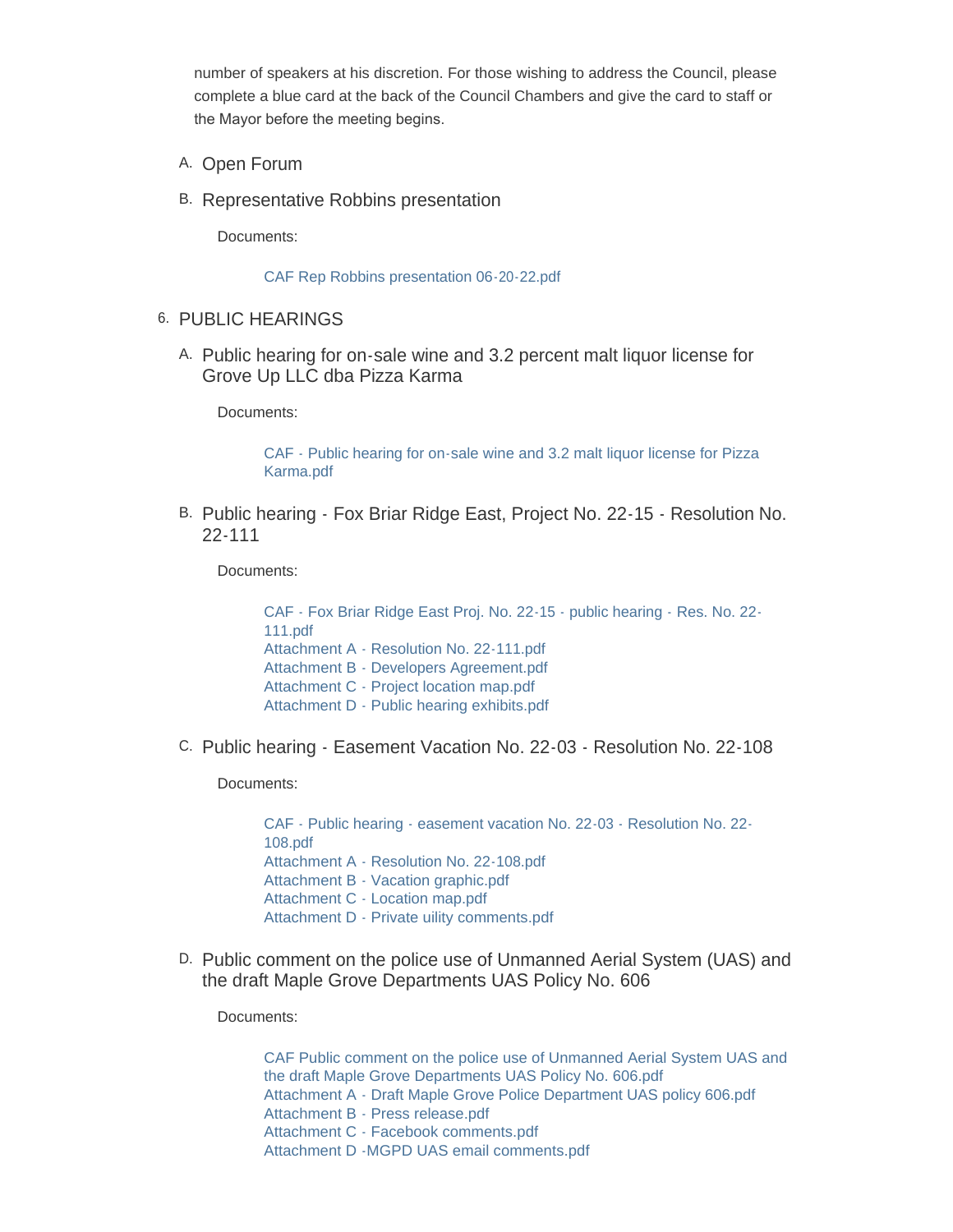number of speakers at his discretion. For those wishing to address the Council, please complete a blue card at the back of the Council Chambers and give the card to staff or the Mayor before the meeting begins.

A. Open Forum

B. Representative Robbins presentation

Documents:

CAF Rep Robbins presentation 06-20-22.pdf

## 6. PUBLIC HEARINGS

A. Public hearing for on-sale wine and 3.2 percent malt liquor license for Grove Up LLC dba Pizza Karma

Documents:

CAF - Public hearing for on-sale wine and 3.2 malt liquor license for Pizza Karma.pdf

B. Public hearing - Fox Briar Ridge East, Project No. 22-15 - Resolution No. 22-111

Documents:

CAF - Fox Briar Ridge East Proj. No. 22-15 - public hearing - Res. No. 22-111.pdf
Attachment A - Resolution No. 22-111.pdf
Attachment B - Developers Agreement.pdf
Attachment C - Project location map.pdf
Attachment D - Public hearing exhibits.pdf

C. Public hearing - Easement Vacation No. 22-03 - Resolution No. 22-108

Documents:

CAF - Public hearing - easement vacation No. 22-03 - Resolution No. 22-108.pdf
Attachment A - Resolution No. 22-108.pdf
Attachment B - Vacation graphic.pdf
Attachment C - Location map.pdf
Attachment D - Private uility comments.pdf

D. Public comment on the police use of Unmanned Aerial System (UAS) and the draft Maple Grove Departments UAS Policy No. 606

Documents:

CAF Public comment on the police use of Unmanned Aerial System UAS and the draft Maple Grove Departments UAS Policy No. 606.pdf
Attachment A - Draft Maple Grove Police Department UAS policy 606.pdf
Attachment B - Press release.pdf
Attachment C - Facebook comments.pdf
Attachment D -MGPD UAS email comments.pdf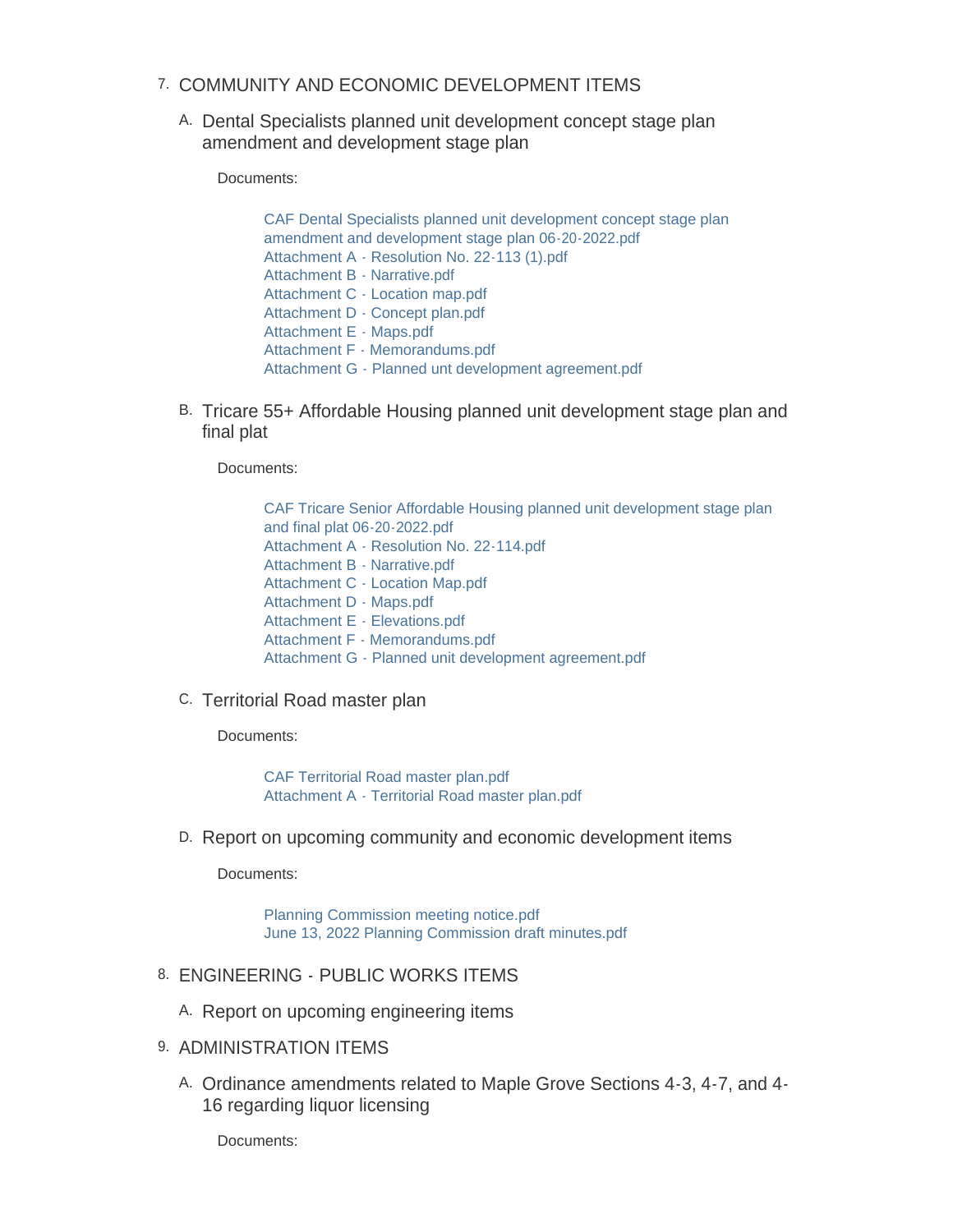## 7. COMMUNITY AND ECONOMIC DEVELOPMENT ITEMS

### A. Dental Specialists planned unit development concept stage plan amendment and development stage plan

Documents:

- CAF Dental Specialists planned unit development concept stage plan amendment and development stage plan 06-20-2022.pdf
- Attachment A - Resolution No. 22-113 (1).pdf
- Attachment B - Narrative.pdf
- Attachment C - Location map.pdf
- Attachment D - Concept plan.pdf
- Attachment E - Maps.pdf
- Attachment F - Memorandums.pdf
- Attachment G - Planned unt development agreement.pdf

### B. Tricare 55+ Affordable Housing planned unit development stage plan and final plat

Documents:

- CAF Tricare Senior Affordable Housing planned unit development stage plan and final plat 06-20-2022.pdf
- Attachment A - Resolution No. 22-114.pdf
- Attachment B - Narrative.pdf
- Attachment C - Location Map.pdf
- Attachment D - Maps.pdf
- Attachment E - Elevations.pdf
- Attachment F - Memorandums.pdf
- Attachment G - Planned unit development agreement.pdf

### C. Territorial Road master plan

Documents:

- CAF Territorial Road master plan.pdf
- Attachment A - Territorial Road master plan.pdf

### D. Report on upcoming community and economic development items

Documents:

- Planning Commission meeting notice.pdf
- June 13, 2022 Planning Commission draft minutes.pdf

## 8. ENGINEERING - PUBLIC WORKS ITEMS

### A. Report on upcoming engineering items

## 9. ADMINISTRATION ITEMS

### A. Ordinance amendments related to Maple Grove Sections 4-3, 4-7, and 4-16 regarding liquor licensing

Documents: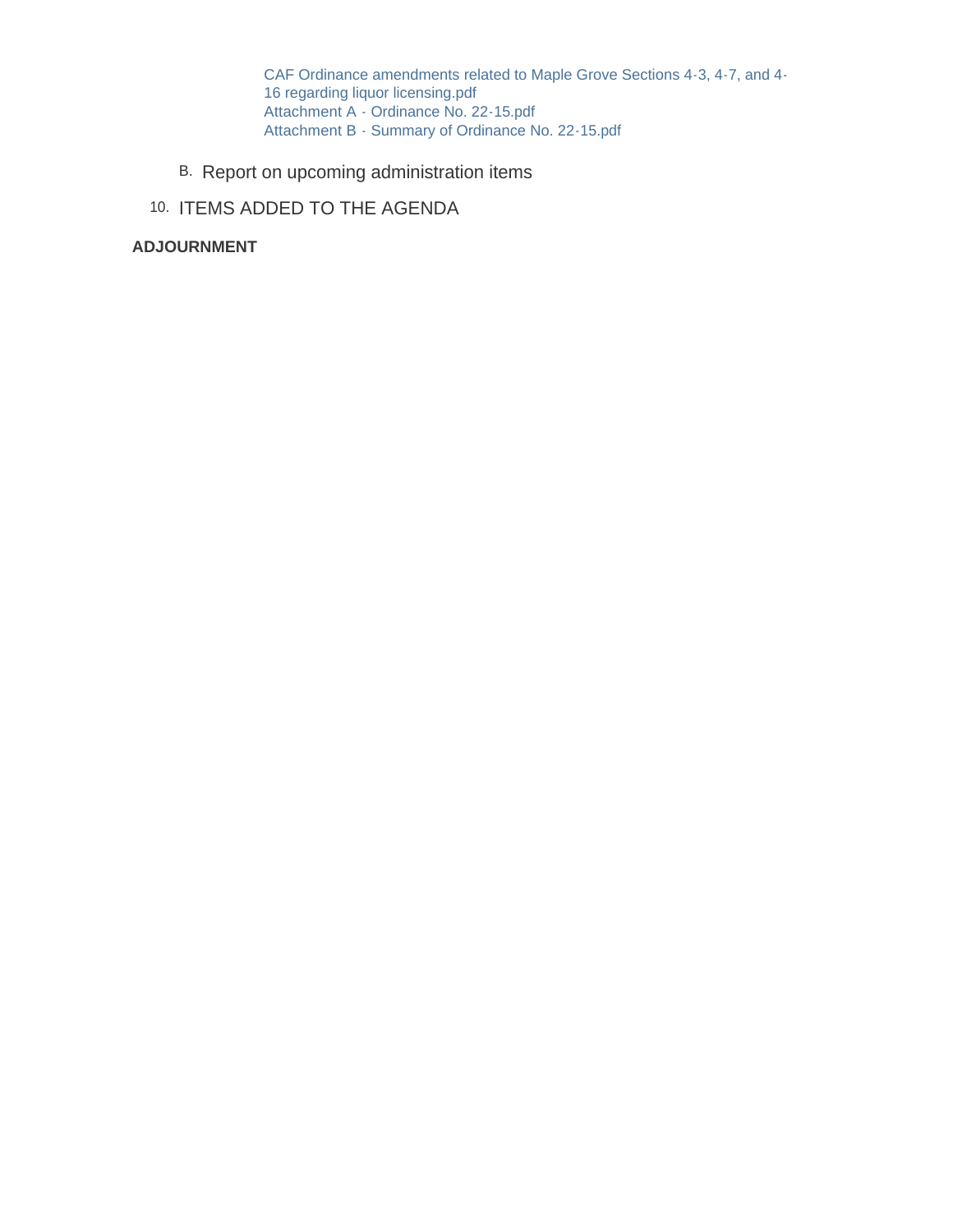CAF Ordinance amendments related to Maple Grove Sections 4-3, 4-7, and 4-16 regarding liquor licensing.pdf
Attachment A - Ordinance No. 22-15.pdf
Attachment B - Summary of Ordinance No. 22-15.pdf

B. Report on upcoming administration items

10. ITEMS ADDED TO THE AGENDA

**ADJOURNMENT**